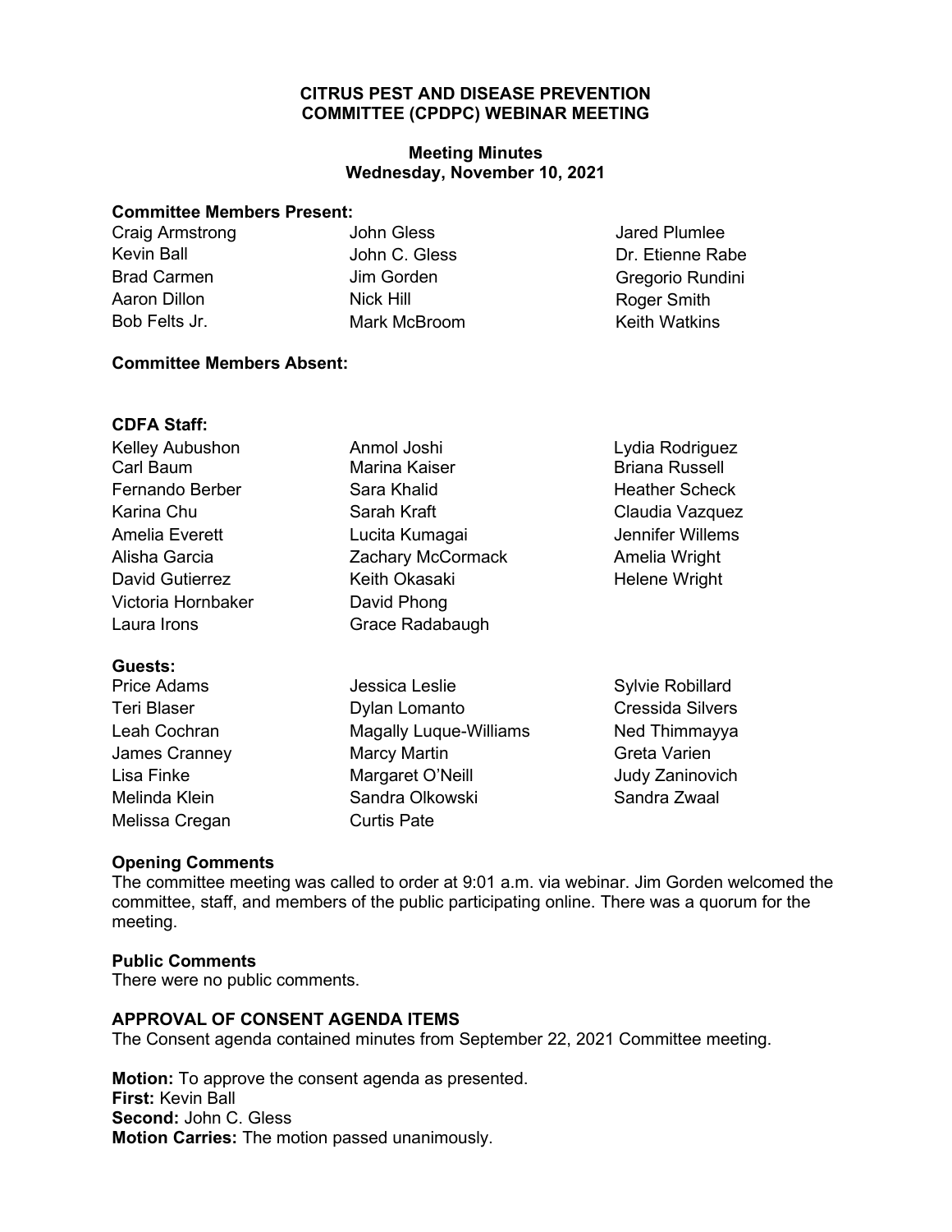# CITRUS PEST AND DISEASE PREVENTION COMMITTEE (CPDPC) WEBINAR MEETING

## Meeting Minutes
## Wednesday, November 10, 2021

**Committee Members Present:**

Craig Armstrong
Kevin Ball
Brad Carmen
Aaron Dillon
Bob Felts Jr.
John Gless
John C. Gless
Jim Gorden
Nick Hill
Mark McBroom
Jared Plumlee
Dr. Etienne Rabe
Gregorio Rundini
Roger Smith
Keith Watkins

**Committee Members Absent:**

**CDFA Staff:**

Kelley Aubushon
Carl Baum
Fernando Berber
Karina Chu
Amelia Everett
Alisha Garcia
David Gutierrez
Victoria Hornbaker
Laura Irons
Anmol Joshi
Marina Kaiser
Sara Khalid
Sarah Kraft
Lucita Kumagai
Zachary McCormack
Keith Okasaki
David Phong
Grace Radabaugh
Lydia Rodriguez
Briana Russell
Heather Scheck
Claudia Vazquez
Jennifer Willems
Amelia Wright
Helene Wright

**Guests:**

Price Adams
Teri Blaser
Leah Cochran
James Cranney
Lisa Finke
Melinda Klein
Melissa Cregan
Jessica Leslie
Dylan Lomanto
Magally Luque-Williams
Marcy Martin
Margaret O'Neill
Sandra Olkowski
Curtis Pate
Sylvie Robillard
Cressida Silvers
Ned Thimmayya
Greta Varien
Judy Zaninovich
Sandra Zwaal

**Opening Comments**

The committee meeting was called to order at 9:01 a.m. via webinar. Jim Gorden welcomed the committee, staff, and members of the public participating online. There was a quorum for the meeting.

**Public Comments**

There were no public comments.

**APPROVAL OF CONSENT AGENDA ITEMS**

The Consent agenda contained minutes from September 22, 2021 Committee meeting.

**Motion:** To approve the consent agenda as presented.
**First:** Kevin Ball
**Second:** John C. Gless
**Motion Carries:** The motion passed unanimously.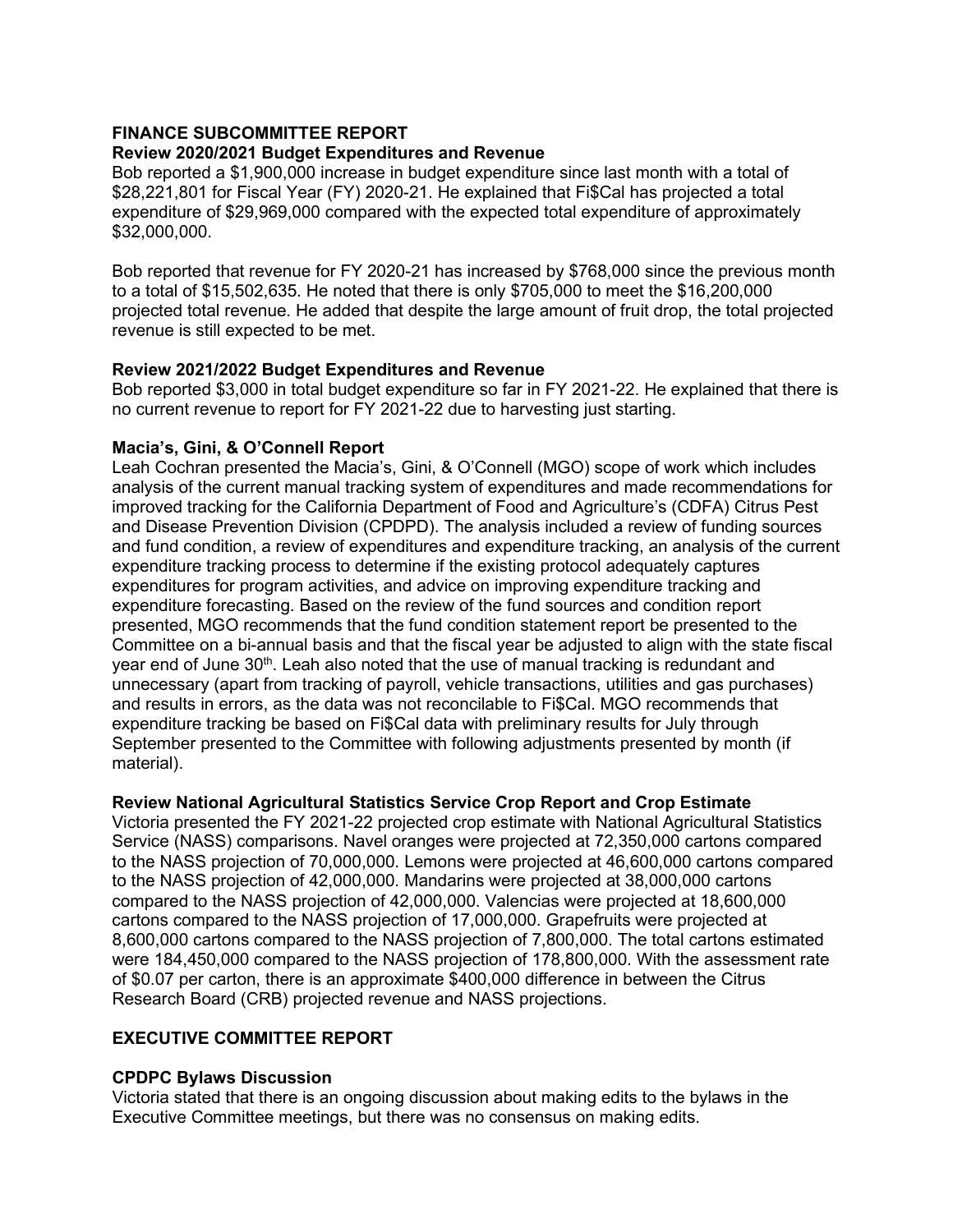## FINANCE SUBCOMMITTEE REPORT

### Review 2020/2021 Budget Expenditures and Revenue

Bob reported a $1,900,000 increase in budget expenditure since last month with a total of $28,221,801 for Fiscal Year (FY) 2020-21. He explained that Fi$Cal has projected a total expenditure of $29,969,000 compared with the expected total expenditure of approximately $32,000,000.

Bob reported that revenue for FY 2020-21 has increased by $768,000 since the previous month to a total of $15,502,635. He noted that there is only $705,000 to meet the $16,200,000 projected total revenue. He added that despite the large amount of fruit drop, the total projected revenue is still expected to be met.

### Review 2021/2022 Budget Expenditures and Revenue

Bob reported $3,000 in total budget expenditure so far in FY 2021-22. He explained that there is no current revenue to report for FY 2021-22 due to harvesting just starting.

### Macia's, Gini, & O'Connell Report

Leah Cochran presented the Macia's, Gini, & O'Connell (MGO) scope of work which includes analysis of the current manual tracking system of expenditures and made recommendations for improved tracking for the California Department of Food and Agriculture's (CDFA) Citrus Pest and Disease Prevention Division (CPDPD). The analysis included a review of funding sources and fund condition, a review of expenditures and expenditure tracking, an analysis of the current expenditure tracking process to determine if the existing protocol adequately captures expenditures for program activities, and advice on improving expenditure tracking and expenditure forecasting. Based on the review of the fund sources and condition report presented, MGO recommends that the fund condition statement report be presented to the Committee on a bi-annual basis and that the fiscal year be adjusted to align with the state fiscal year end of June 30th. Leah also noted that the use of manual tracking is redundant and unnecessary (apart from tracking of payroll, vehicle transactions, utilities and gas purchases) and results in errors, as the data was not reconcilable to Fi$Cal. MGO recommends that expenditure tracking be based on Fi$Cal data with preliminary results for July through September presented to the Committee with following adjustments presented by month (if material).

### Review National Agricultural Statistics Service Crop Report and Crop Estimate

Victoria presented the FY 2021-22 projected crop estimate with National Agricultural Statistics Service (NASS) comparisons. Navel oranges were projected at 72,350,000 cartons compared to the NASS projection of 70,000,000. Lemons were projected at 46,600,000 cartons compared to the NASS projection of 42,000,000. Mandarins were projected at 38,000,000 cartons compared to the NASS projection of 42,000,000. Valencias were projected at 18,600,000 cartons compared to the NASS projection of 17,000,000. Grapefruits were projected at 8,600,000 cartons compared to the NASS projection of 7,800,000. The total cartons estimated were 184,450,000 compared to the NASS projection of 178,800,000. With the assessment rate of $0.07 per carton, there is an approximate $400,000 difference in between the Citrus Research Board (CRB) projected revenue and NASS projections.

## EXECUTIVE COMMITTEE REPORT

### CPDPC Bylaws Discussion

Victoria stated that there is an ongoing discussion about making edits to the bylaws in the Executive Committee meetings, but there was no consensus on making edits.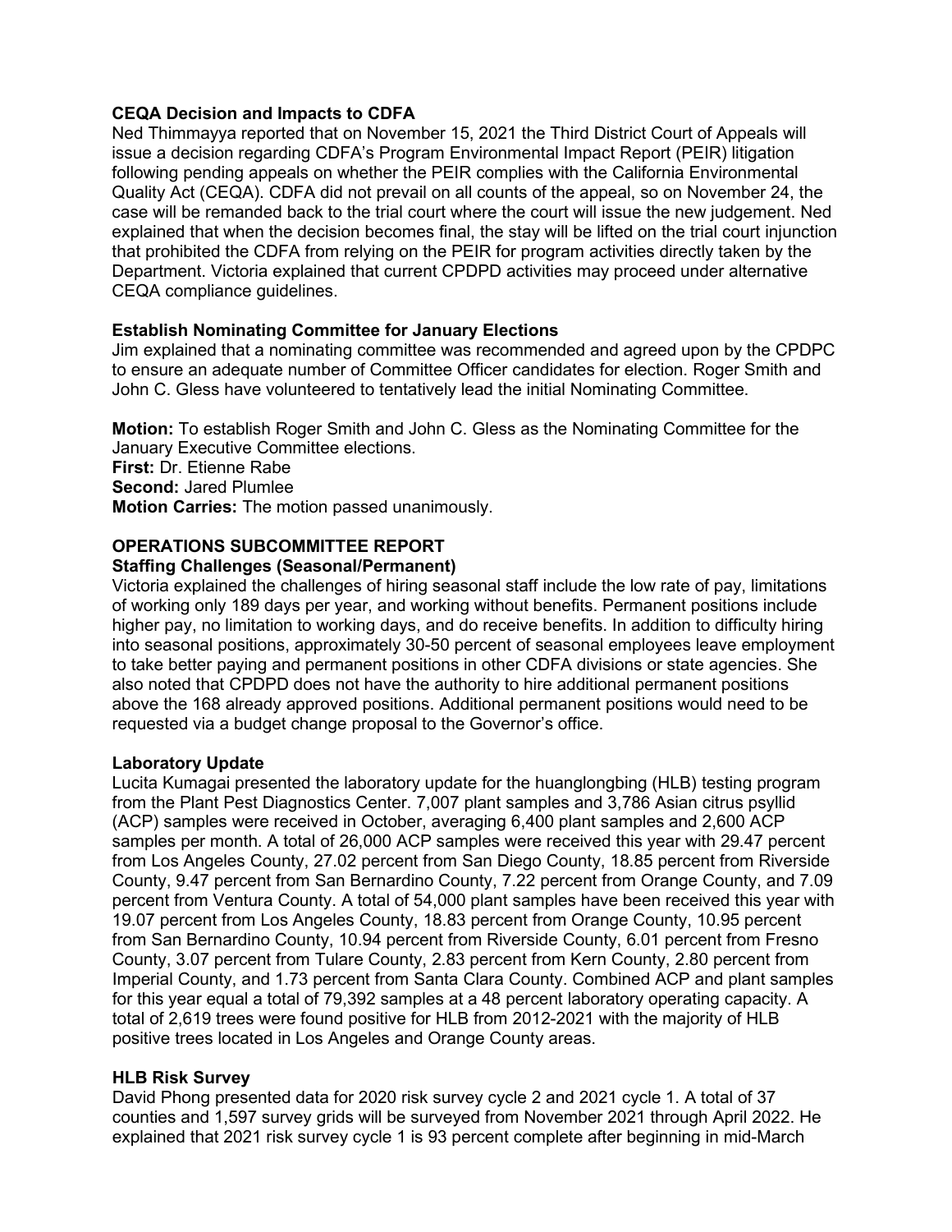### CEQA Decision and Impacts to CDFA

Ned Thimmayya reported that on November 15, 2021 the Third District Court of Appeals will issue a decision regarding CDFA's Program Environmental Impact Report (PEIR) litigation following pending appeals on whether the PEIR complies with the California Environmental Quality Act (CEQA). CDFA did not prevail on all counts of the appeal, so on November 24, the case will be remanded back to the trial court where the court will issue the new judgement. Ned explained that when the decision becomes final, the stay will be lifted on the trial court injunction that prohibited the CDFA from relying on the PEIR for program activities directly taken by the Department. Victoria explained that current CPDPD activities may proceed under alternative CEQA compliance guidelines.

### Establish Nominating Committee for January Elections

Jim explained that a nominating committee was recommended and agreed upon by the CPDPC to ensure an adequate number of Committee Officer candidates for election. Roger Smith and John C. Gless have volunteered to tentatively lead the initial Nominating Committee.

**Motion:** To establish Roger Smith and John C. Gless as the Nominating Committee for the January Executive Committee elections.
**First:** Dr. Etienne Rabe
**Second:** Jared Plumlee
**Motion Carries:** The motion passed unanimously.

## OPERATIONS SUBCOMMITTEE REPORT

### Staffing Challenges (Seasonal/Permanent)

Victoria explained the challenges of hiring seasonal staff include the low rate of pay, limitations of working only 189 days per year, and working without benefits. Permanent positions include higher pay, no limitation to working days, and do receive benefits. In addition to difficulty hiring into seasonal positions, approximately 30-50 percent of seasonal employees leave employment to take better paying and permanent positions in other CDFA divisions or state agencies. She also noted that CPDPD does not have the authority to hire additional permanent positions above the 168 already approved positions. Additional permanent positions would need to be requested via a budget change proposal to the Governor's office.

### Laboratory Update

Lucita Kumagai presented the laboratory update for the huanglongbing (HLB) testing program from the Plant Pest Diagnostics Center. 7,007 plant samples and 3,786 Asian citrus psyllid (ACP) samples were received in October, averaging 6,400 plant samples and 2,600 ACP samples per month. A total of 26,000 ACP samples were received this year with 29.47 percent from Los Angeles County, 27.02 percent from San Diego County, 18.85 percent from Riverside County, 9.47 percent from San Bernardino County, 7.22 percent from Orange County, and 7.09 percent from Ventura County. A total of 54,000 plant samples have been received this year with 19.07 percent from Los Angeles County, 18.83 percent from Orange County, 10.95 percent from San Bernardino County, 10.94 percent from Riverside County, 6.01 percent from Fresno County, 3.07 percent from Tulare County, 2.83 percent from Kern County, 2.80 percent from Imperial County, and 1.73 percent from Santa Clara County. Combined ACP and plant samples for this year equal a total of 79,392 samples at a 48 percent laboratory operating capacity. A total of 2,619 trees were found positive for HLB from 2012-2021 with the majority of HLB positive trees located in Los Angeles and Orange County areas.

### HLB Risk Survey

David Phong presented data for 2020 risk survey cycle 2 and 2021 cycle 1. A total of 37 counties and 1,597 survey grids will be surveyed from November 2021 through April 2022. He explained that 2021 risk survey cycle 1 is 93 percent complete after beginning in mid-March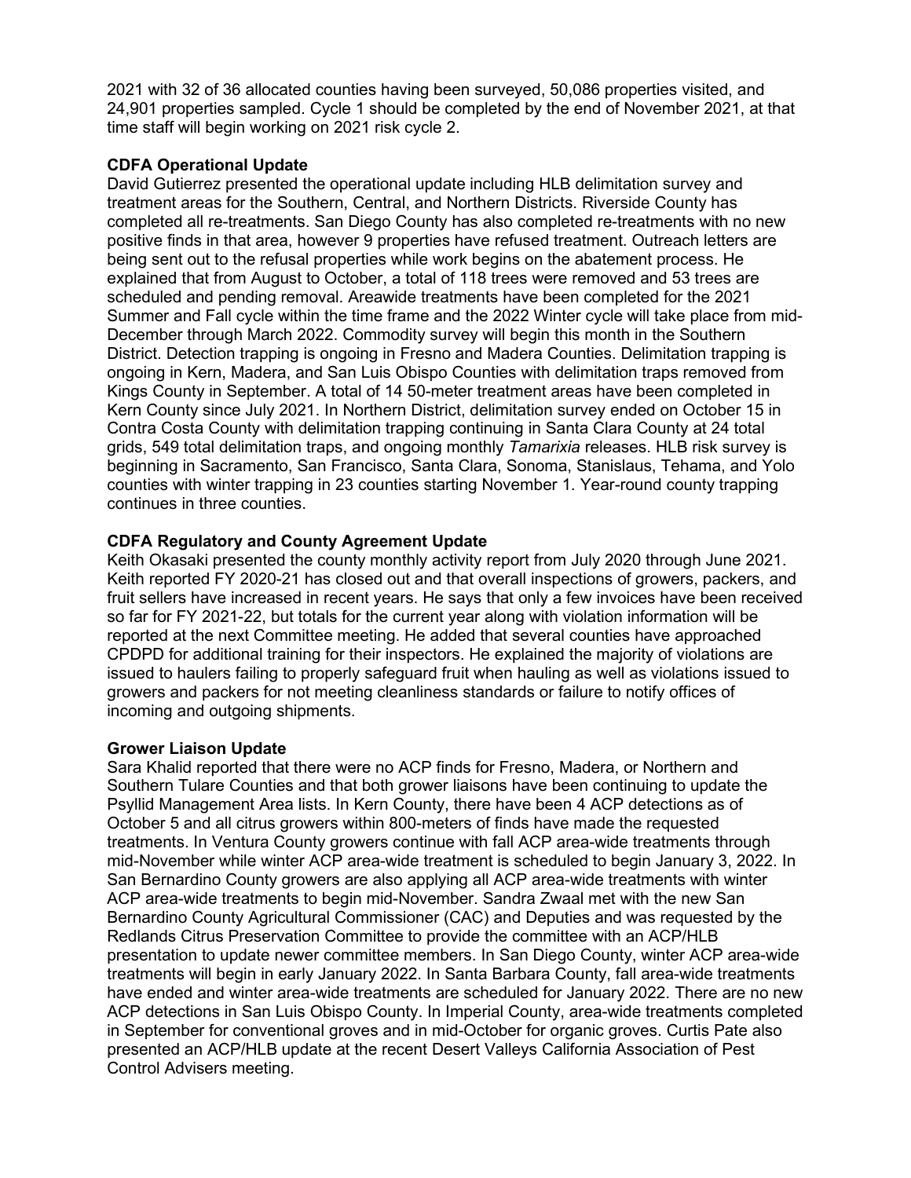2021 with 32 of 36 allocated counties having been surveyed, 50,086 properties visited, and 24,901 properties sampled. Cycle 1 should be completed by the end of November 2021, at that time staff will begin working on 2021 risk cycle 2.

**CDFA Operational Update**

David Gutierrez presented the operational update including HLB delimitation survey and treatment areas for the Southern, Central, and Northern Districts. Riverside County has completed all re-treatments. San Diego County has also completed re-treatments with no new positive finds in that area, however 9 properties have refused treatment. Outreach letters are being sent out to the refusal properties while work begins on the abatement process. He explained that from August to October, a total of 118 trees were removed and 53 trees are scheduled and pending removal. Areawide treatments have been completed for the 2021 Summer and Fall cycle within the time frame and the 2022 Winter cycle will take place from mid-December through March 2022. Commodity survey will begin this month in the Southern District. Detection trapping is ongoing in Fresno and Madera Counties. Delimitation trapping is ongoing in Kern, Madera, and San Luis Obispo Counties with delimitation traps removed from Kings County in September. A total of 14 50-meter treatment areas have been completed in Kern County since July 2021. In Northern District, delimitation survey ended on October 15 in Contra Costa County with delimitation trapping continuing in Santa Clara County at 24 total grids, 549 total delimitation traps, and ongoing monthly *Tamarixia* releases. HLB risk survey is beginning in Sacramento, San Francisco, Santa Clara, Sonoma, Stanislaus, Tehama, and Yolo counties with winter trapping in 23 counties starting November 1. Year-round county trapping continues in three counties.

**CDFA Regulatory and County Agreement Update**

Keith Okasaki presented the county monthly activity report from July 2020 through June 2021. Keith reported FY 2020-21 has closed out and that overall inspections of growers, packers, and fruit sellers have increased in recent years. He says that only a few invoices have been received so far for FY 2021-22, but totals for the current year along with violation information will be reported at the next Committee meeting. He added that several counties have approached CPDPD for additional training for their inspectors. He explained the majority of violations are issued to haulers failing to properly safeguard fruit when hauling as well as violations issued to growers and packers for not meeting cleanliness standards or failure to notify offices of incoming and outgoing shipments.

**Grower Liaison Update**

Sara Khalid reported that there were no ACP finds for Fresno, Madera, or Northern and Southern Tulare Counties and that both grower liaisons have been continuing to update the Psyllid Management Area lists. In Kern County, there have been 4 ACP detections as of October 5 and all citrus growers within 800-meters of finds have made the requested treatments. In Ventura County growers continue with fall ACP area-wide treatments through mid-November while winter ACP area-wide treatment is scheduled to begin January 3, 2022. In San Bernardino County growers are also applying all ACP area-wide treatments with winter ACP area-wide treatments to begin mid-November. Sandra Zwaal met with the new San Bernardino County Agricultural Commissioner (CAC) and Deputies and was requested by the Redlands Citrus Preservation Committee to provide the committee with an ACP/HLB presentation to update newer committee members. In San Diego County, winter ACP area-wide treatments will begin in early January 2022. In Santa Barbara County, fall area-wide treatments have ended and winter area-wide treatments are scheduled for January 2022. There are no new ACP detections in San Luis Obispo County. In Imperial County, area-wide treatments completed in September for conventional groves and in mid-October for organic groves. Curtis Pate also presented an ACP/HLB update at the recent Desert Valleys California Association of Pest Control Advisers meeting.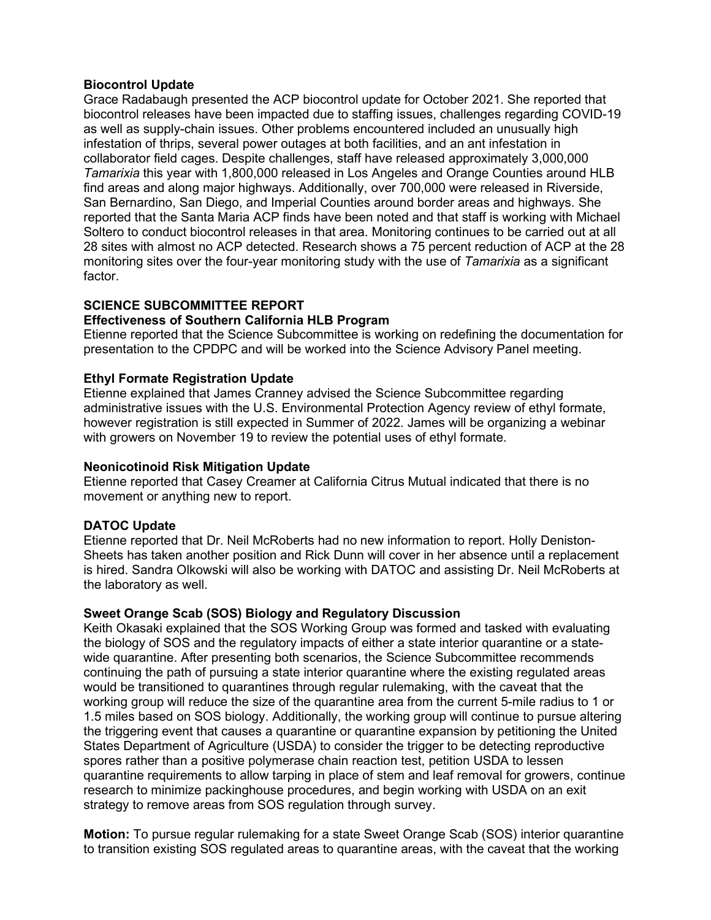**Biocontrol Update**

Grace Radabaugh presented the ACP biocontrol update for October 2021. She reported that biocontrol releases have been impacted due to staffing issues, challenges regarding COVID-19 as well as supply-chain issues. Other problems encountered included an unusually high infestation of thrips, several power outages at both facilities, and an ant infestation in collaborator field cages. Despite challenges, staff have released approximately 3,000,000 *Tamarixia* this year with 1,800,000 released in Los Angeles and Orange Counties around HLB find areas and along major highways. Additionally, over 700,000 were released in Riverside, San Bernardino, San Diego, and Imperial Counties around border areas and highways. She reported that the Santa Maria ACP finds have been noted and that staff is working with Michael Soltero to conduct biocontrol releases in that area. Monitoring continues to be carried out at all 28 sites with almost no ACP detected. Research shows a 75 percent reduction of ACP at the 28 monitoring sites over the four-year monitoring study with the use of *Tamarixia* as a significant factor.

## SCIENCE SUBCOMMITTEE REPORT

**Effectiveness of Southern California HLB Program**

Etienne reported that the Science Subcommittee is working on redefining the documentation for presentation to the CPDPC and will be worked into the Science Advisory Panel meeting.

**Ethyl Formate Registration Update**

Etienne explained that James Cranney advised the Science Subcommittee regarding administrative issues with the U.S. Environmental Protection Agency review of ethyl formate, however registration is still expected in Summer of 2022. James will be organizing a webinar with growers on November 19 to review the potential uses of ethyl formate.

**Neonicotinoid Risk Mitigation Update**

Etienne reported that Casey Creamer at California Citrus Mutual indicated that there is no movement or anything new to report.

**DATOC Update**

Etienne reported that Dr. Neil McRoberts had no new information to report. Holly Deniston-Sheets has taken another position and Rick Dunn will cover in her absence until a replacement is hired. Sandra Olkowski will also be working with DATOC and assisting Dr. Neil McRoberts at the laboratory as well.

**Sweet Orange Scab (SOS) Biology and Regulatory Discussion**

Keith Okasaki explained that the SOS Working Group was formed and tasked with evaluating the biology of SOS and the regulatory impacts of either a state interior quarantine or a state-wide quarantine. After presenting both scenarios, the Science Subcommittee recommends continuing the path of pursuing a state interior quarantine where the existing regulated areas would be transitioned to quarantines through regular rulemaking, with the caveat that the working group will reduce the size of the quarantine area from the current 5-mile radius to 1 or 1.5 miles based on SOS biology. Additionally, the working group will continue to pursue altering the triggering event that causes a quarantine or quarantine expansion by petitioning the United States Department of Agriculture (USDA) to consider the trigger to be detecting reproductive spores rather than a positive polymerase chain reaction test, petition USDA to lessen quarantine requirements to allow tarping in place of stem and leaf removal for growers, continue research to minimize packinghouse procedures, and begin working with USDA on an exit strategy to remove areas from SOS regulation through survey.

**Motion:** To pursue regular rulemaking for a state Sweet Orange Scab (SOS) interior quarantine to transition existing SOS regulated areas to quarantine areas, with the caveat that the working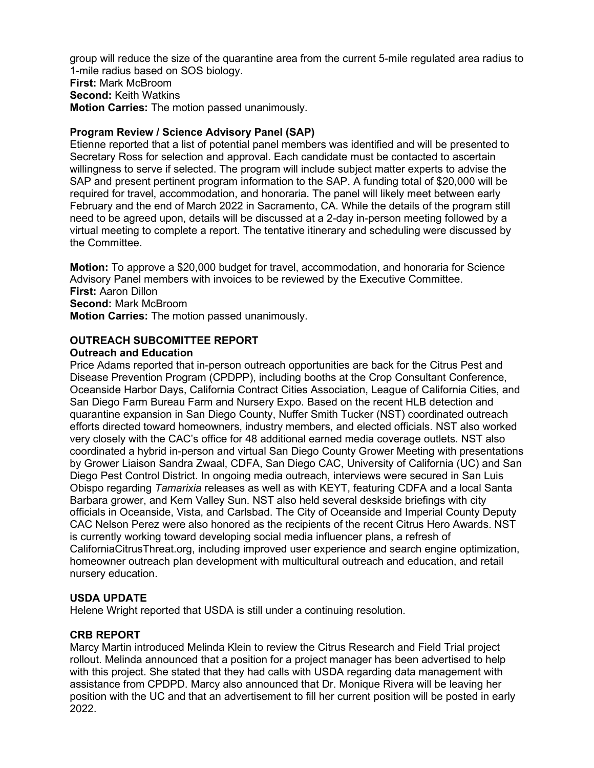group will reduce the size of the quarantine area from the current 5-mile regulated area radius to 1-mile radius based on SOS biology.
**First:** Mark McBroom
**Second:** Keith Watkins
**Motion Carries:** The motion passed unanimously.

**Program Review / Science Advisory Panel (SAP)**
Etienne reported that a list of potential panel members was identified and will be presented to Secretary Ross for selection and approval. Each candidate must be contacted to ascertain willingness to serve if selected. The program will include subject matter experts to advise the SAP and present pertinent program information to the SAP. A funding total of $20,000 will be required for travel, accommodation, and honoraria. The panel will likely meet between early February and the end of March 2022 in Sacramento, CA. While the details of the program still need to be agreed upon, details will be discussed at a 2-day in-person meeting followed by a virtual meeting to complete a report. The tentative itinerary and scheduling were discussed by the Committee.

**Motion:** To approve a $20,000 budget for travel, accommodation, and honoraria for Science Advisory Panel members with invoices to be reviewed by the Executive Committee.
**First:** Aaron Dillon
**Second:** Mark McBroom
**Motion Carries:** The motion passed unanimously.

## OUTREACH SUBCOMITTEE REPORT

**Outreach and Education**
Price Adams reported that in-person outreach opportunities are back for the Citrus Pest and Disease Prevention Program (CPDPP), including booths at the Crop Consultant Conference, Oceanside Harbor Days, California Contract Cities Association, League of California Cities, and San Diego Farm Bureau Farm and Nursery Expo. Based on the recent HLB detection and quarantine expansion in San Diego County, Nuffer Smith Tucker (NST) coordinated outreach efforts directed toward homeowners, industry members, and elected officials. NST also worked very closely with the CAC's office for 48 additional earned media coverage outlets. NST also coordinated a hybrid in-person and virtual San Diego County Grower Meeting with presentations by Grower Liaison Sandra Zwaal, CDFA, San Diego CAC, University of California (UC) and San Diego Pest Control District. In ongoing media outreach, interviews were secured in San Luis Obispo regarding *Tamarixia* releases as well as with KEYT, featuring CDFA and a local Santa Barbara grower, and Kern Valley Sun. NST also held several deskside briefings with city officials in Oceanside, Vista, and Carlsbad. The City of Oceanside and Imperial County Deputy CAC Nelson Perez were also honored as the recipients of the recent Citrus Hero Awards. NST is currently working toward developing social media influencer plans, a refresh of CaliforniaCitrusThreat.org, including improved user experience and search engine optimization, homeowner outreach plan development with multicultural outreach and education, and retail nursery education.

## USDA UPDATE

Helene Wright reported that USDA is still under a continuing resolution.

## CRB REPORT

Marcy Martin introduced Melinda Klein to review the Citrus Research and Field Trial project rollout. Melinda announced that a position for a project manager has been advertised to help with this project. She stated that they had calls with USDA regarding data management with assistance from CPDPD. Marcy also announced that Dr. Monique Rivera will be leaving her position with the UC and that an advertisement to fill her current position will be posted in early 2022.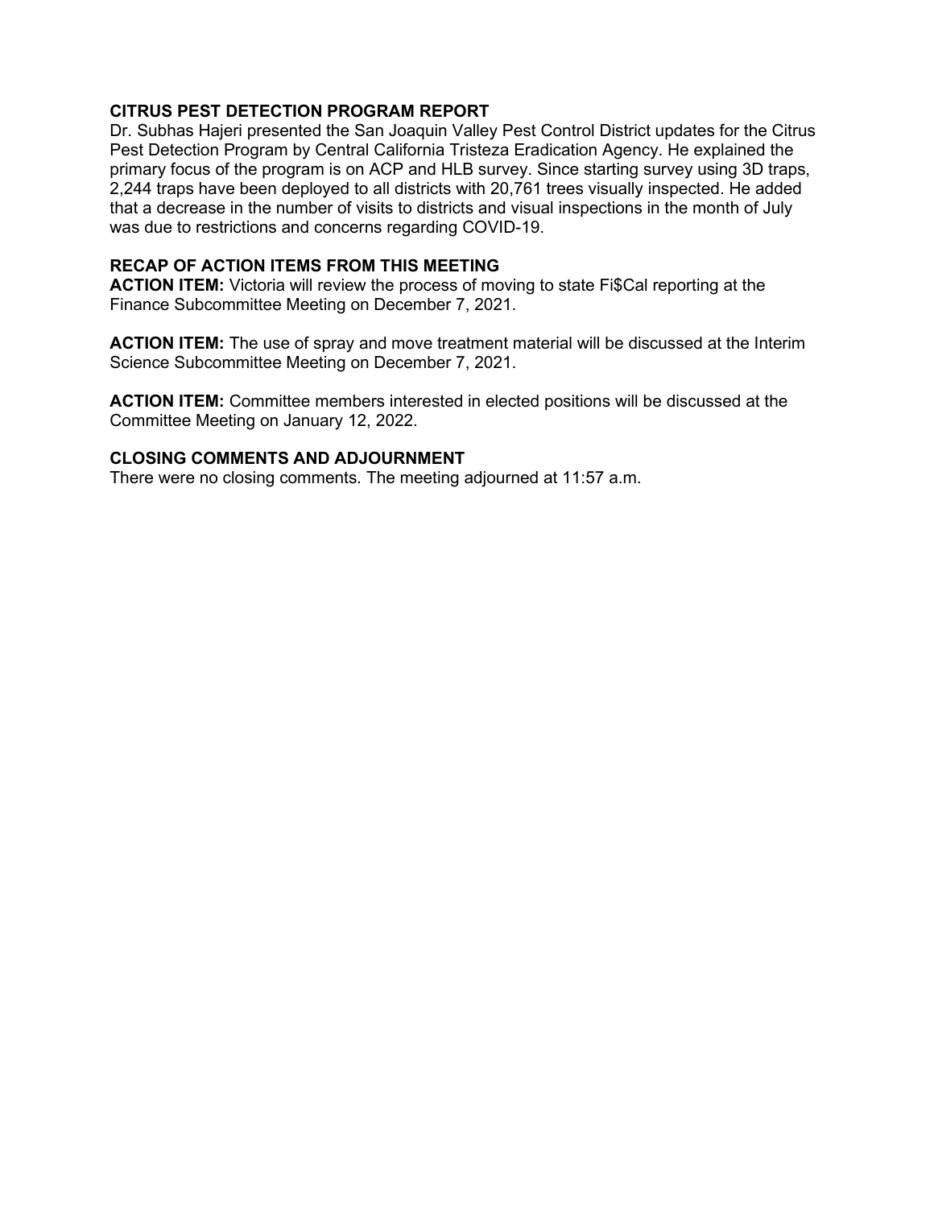## CITRUS PEST DETECTION PROGRAM REPORT

Dr. Subhas Hajeri presented the San Joaquin Valley Pest Control District updates for the Citrus Pest Detection Program by Central California Tristeza Eradication Agency. He explained the primary focus of the program is on ACP and HLB survey. Since starting survey using 3D traps, 2,244 traps have been deployed to all districts with 20,761 trees visually inspected. He added that a decrease in the number of visits to districts and visual inspections in the month of July was due to restrictions and concerns regarding COVID-19.

## RECAP OF ACTION ITEMS FROM THIS MEETING

**ACTION ITEM:** Victoria will review the process of moving to state Fi$Cal reporting at the Finance Subcommittee Meeting on December 7, 2021.

**ACTION ITEM:** The use of spray and move treatment material will be discussed at the Interim Science Subcommittee Meeting on December 7, 2021.

**ACTION ITEM:** Committee members interested in elected positions will be discussed at the Committee Meeting on January 12, 2022.

## CLOSING COMMENTS AND ADJOURNMENT

There were no closing comments. The meeting adjourned at 11:57 a.m.